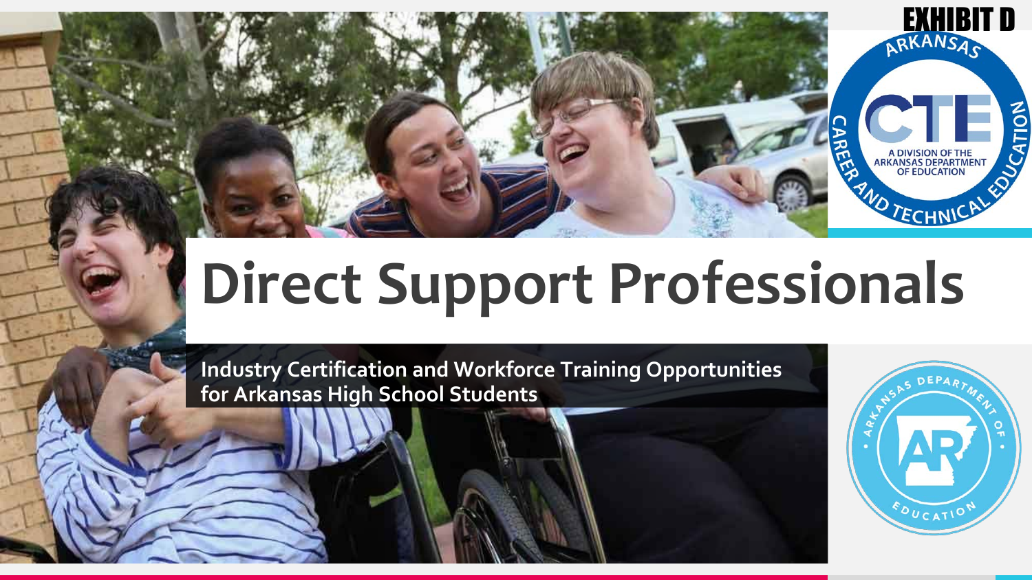EXHIBIT D

# Direct Support Professionals

**Industry Certification and Workforce Training Opportunities for Arkansas High School Students**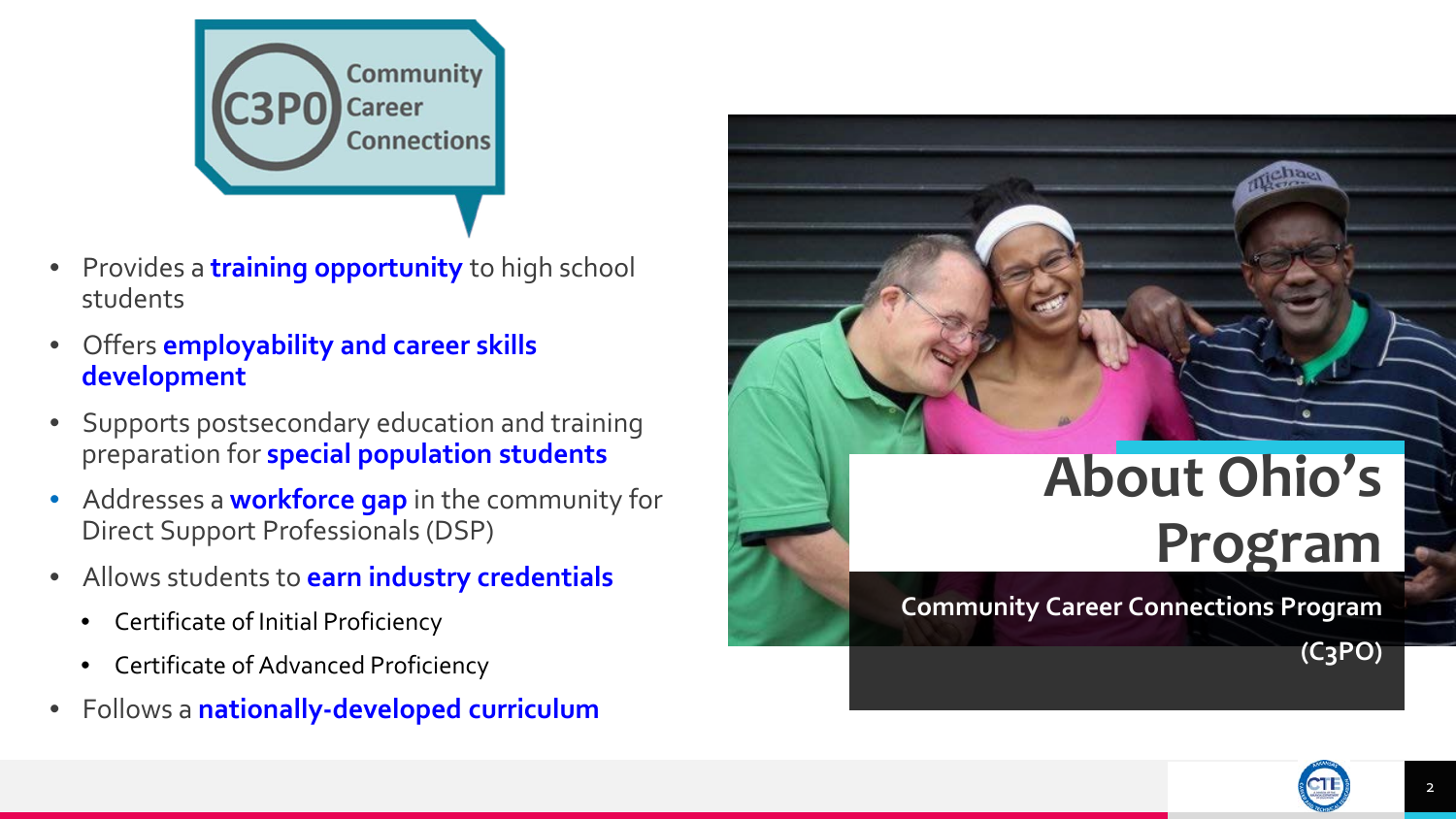# About Ohio's Program

**Community Career Connections Program (C3PO)**

C3PO Community Career Connections

- Provides a **training opportunity** to high school students
- Offers **employability and career skills development**
- Supports postsecondary education and training preparation for **special population students**
- Addresses a **workforce gap** in the community for Direct Support Professionals (DSP)
- Allows students to **earn industry credentials**
  - Certificate of Initial Proficiency
  - Certificate of Advanced Proficiency
- Follows a **nationally-developed curriculum**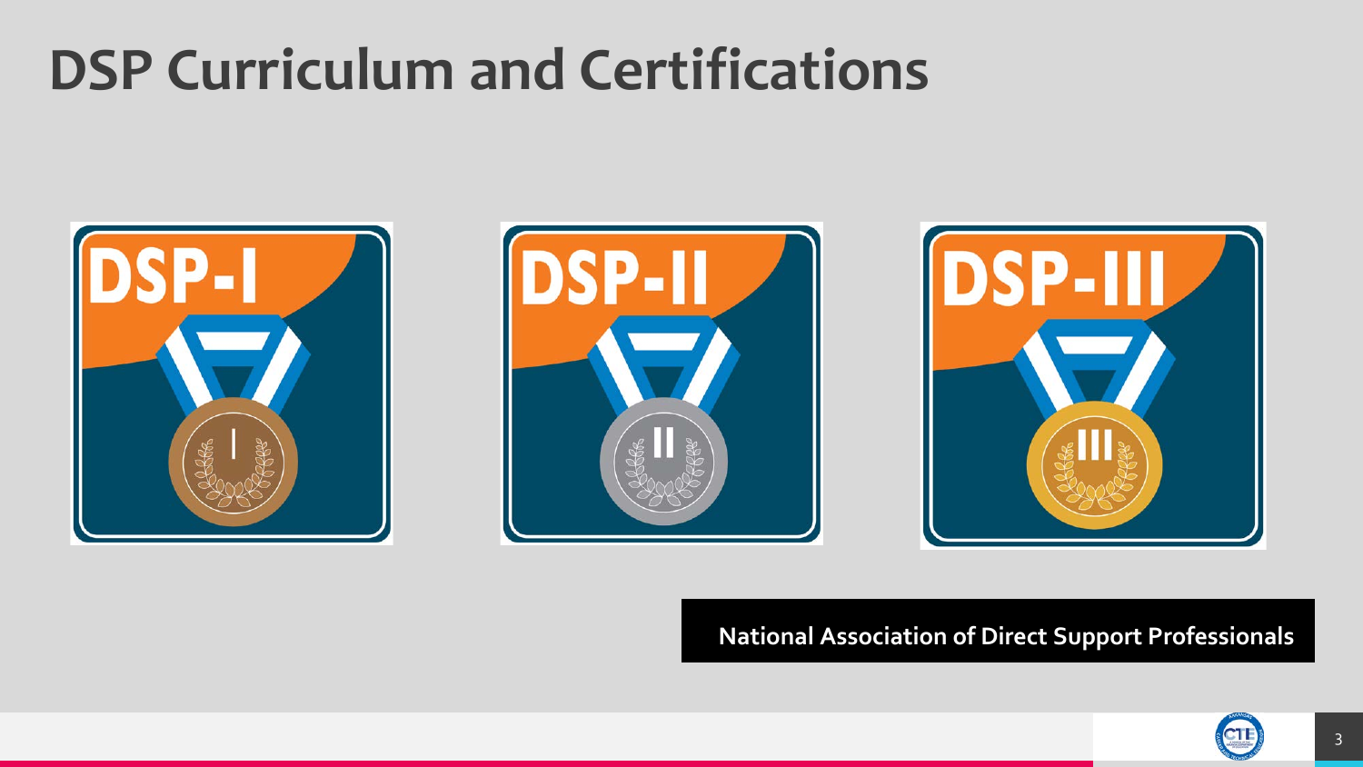# DSP Curriculum and Certifications

DSP-I

DSP-II

DSP-III

National Association of Direct Support Professionals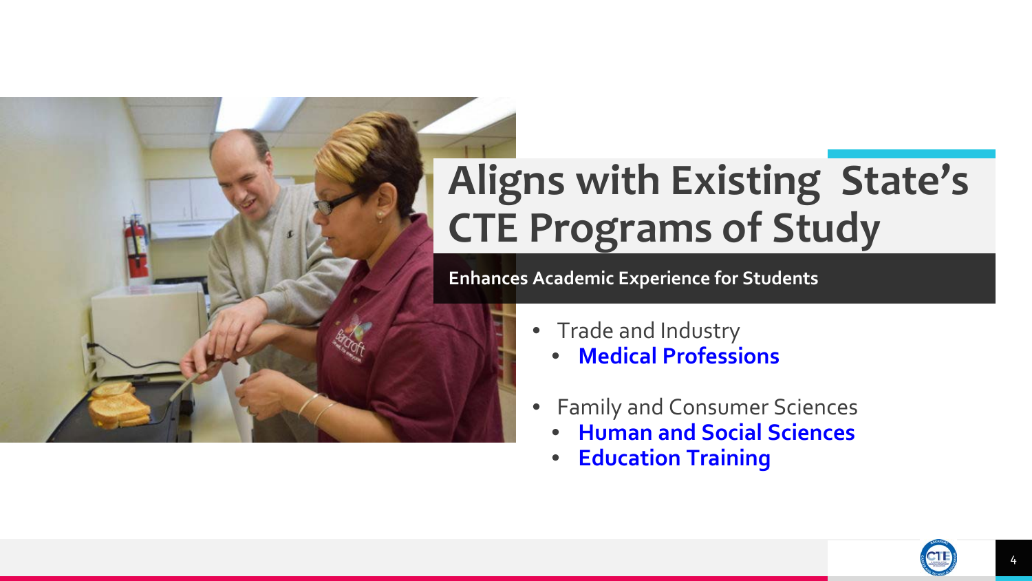# Aligns with Existing State's CTE Programs of Study

**Enhances Academic Experience for Students**

- Trade and Industry
  - **Medical Professions**
- Family and Consumer Sciences
  - **Human and Social Sciences**
  - **Education Training**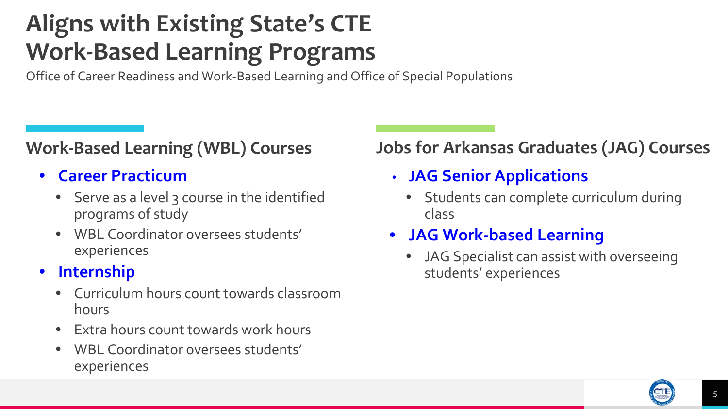# Aligns with Existing State's CTE Work-Based Learning Programs

Office of Career Readiness and Work-Based Learning and Office of Special Populations

## Work-Based Learning (WBL) Courses

- **Career Practicum**
  - Serve as a level 3 course in the identified programs of study
  - WBL Coordinator oversees students' experiences
- **Internship**
  - Curriculum hours count towards classroom hours
  - Extra hours count towards work hours
  - WBL Coordinator oversees students' experiences

## Jobs for Arkansas Graduates (JAG) Courses

- **JAG Senior Applications**
  - Students can complete curriculum during class
- **JAG Work-based Learning**
  - JAG Specialist can assist with overseeing students' experiences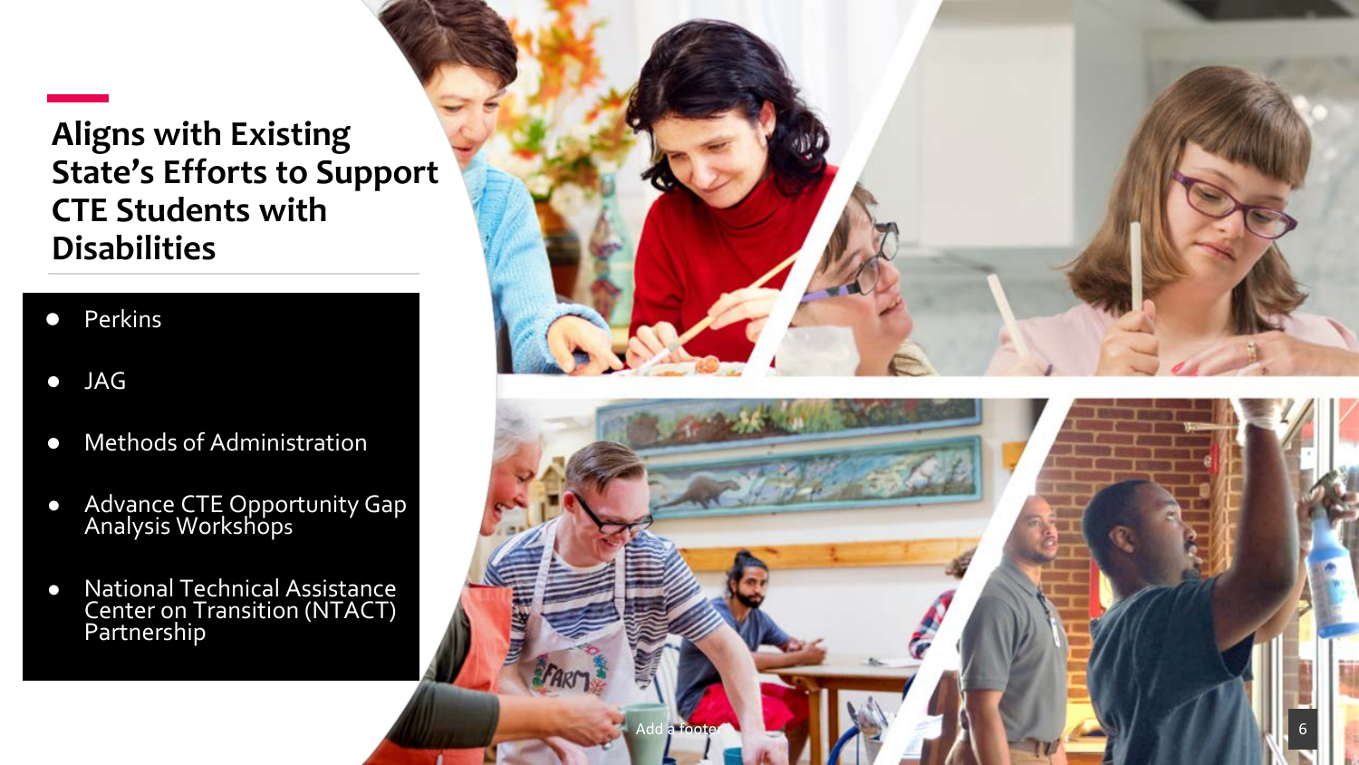# Aligns with Existing State's Efforts to Support CTE Students with Disabilities

- Perkins
- JAG
- Methods of Administration
- Advance CTE Opportunity Gap Analysis Workshops
- National Technical Assistance Center on Transition (NTACT) Partnership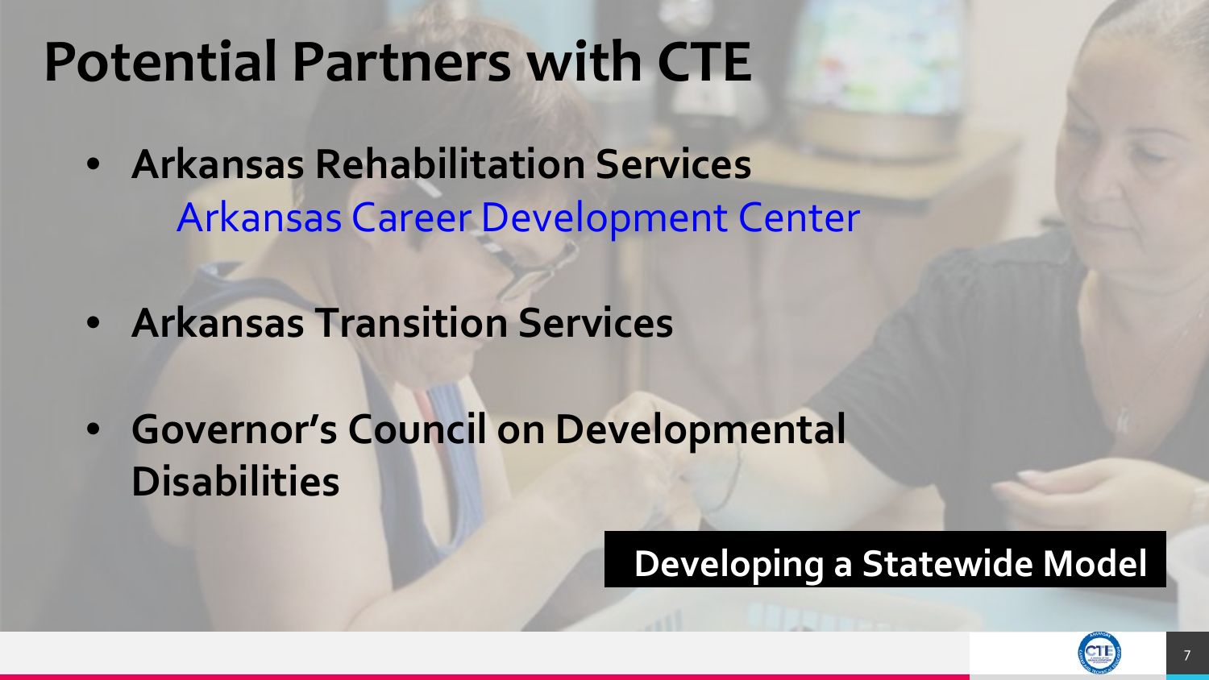# Potential Partners with CTE

- **Arkansas Rehabilitation Services**
  Arkansas Career Development Center
- **Arkansas Transition Services**
- **Governor's Council on Developmental Disabilities**

**Developing a Statewide Model**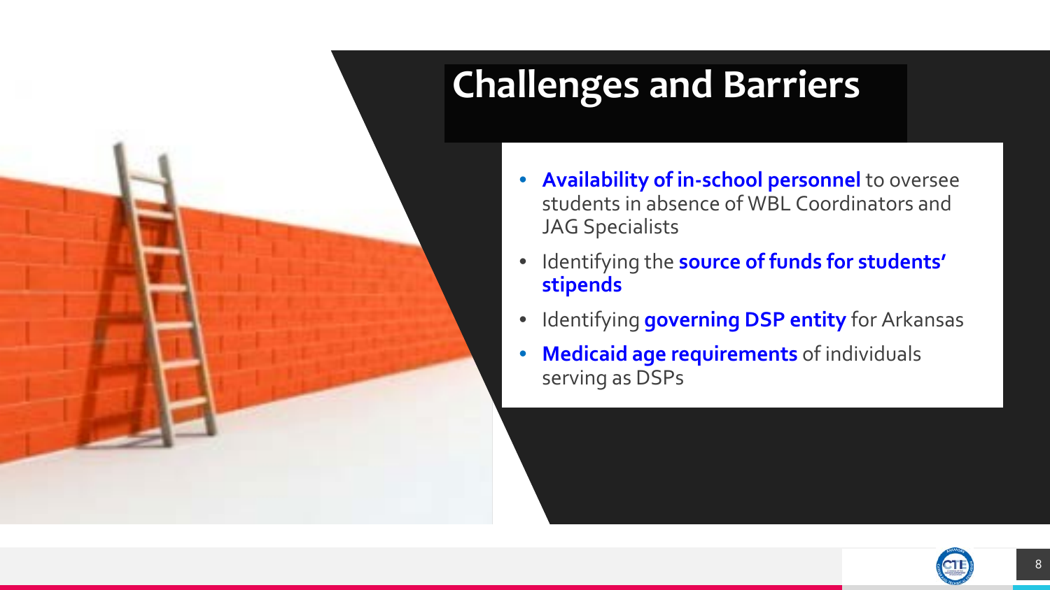# Challenges and Barriers

- **Availability of in-school personnel** to oversee students in absence of WBL Coordinators and JAG Specialists
- Identifying the **source of funds for students' stipends**
- Identifying **governing DSP entity** for Arkansas
- **Medicaid age requirements** of individuals serving as DSPs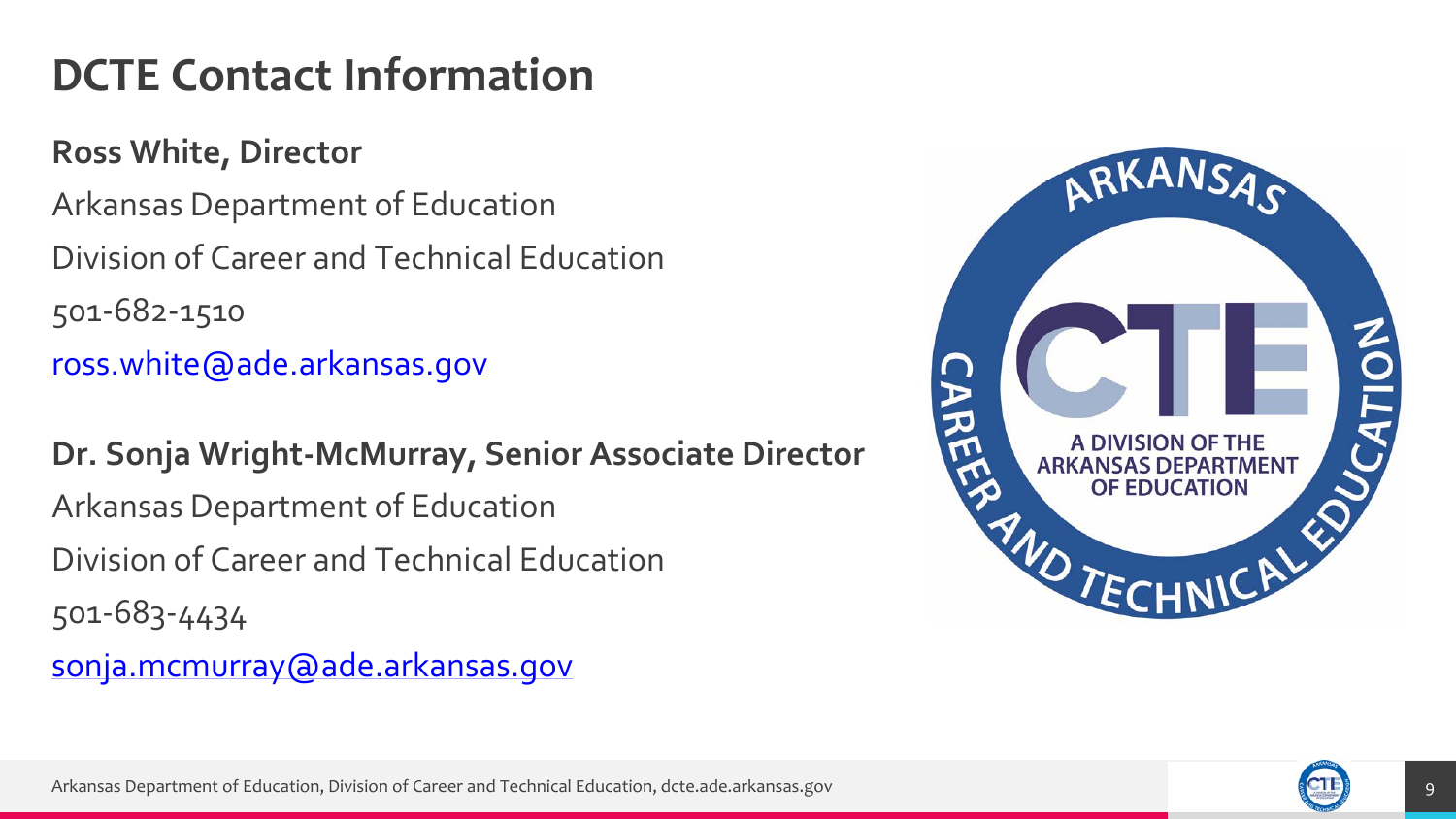# DCTE Contact Information

**Ross White, Director**

Arkansas Department of Education

Division of Career and Technical Education

501-682-1510

ross.white@ade.arkansas.gov

**Dr. Sonja Wright-McMurray, Senior Associate Director**

Arkansas Department of Education

Division of Career and Technical Education

501-683-4434

sonja.mcmurray@ade.arkansas.gov